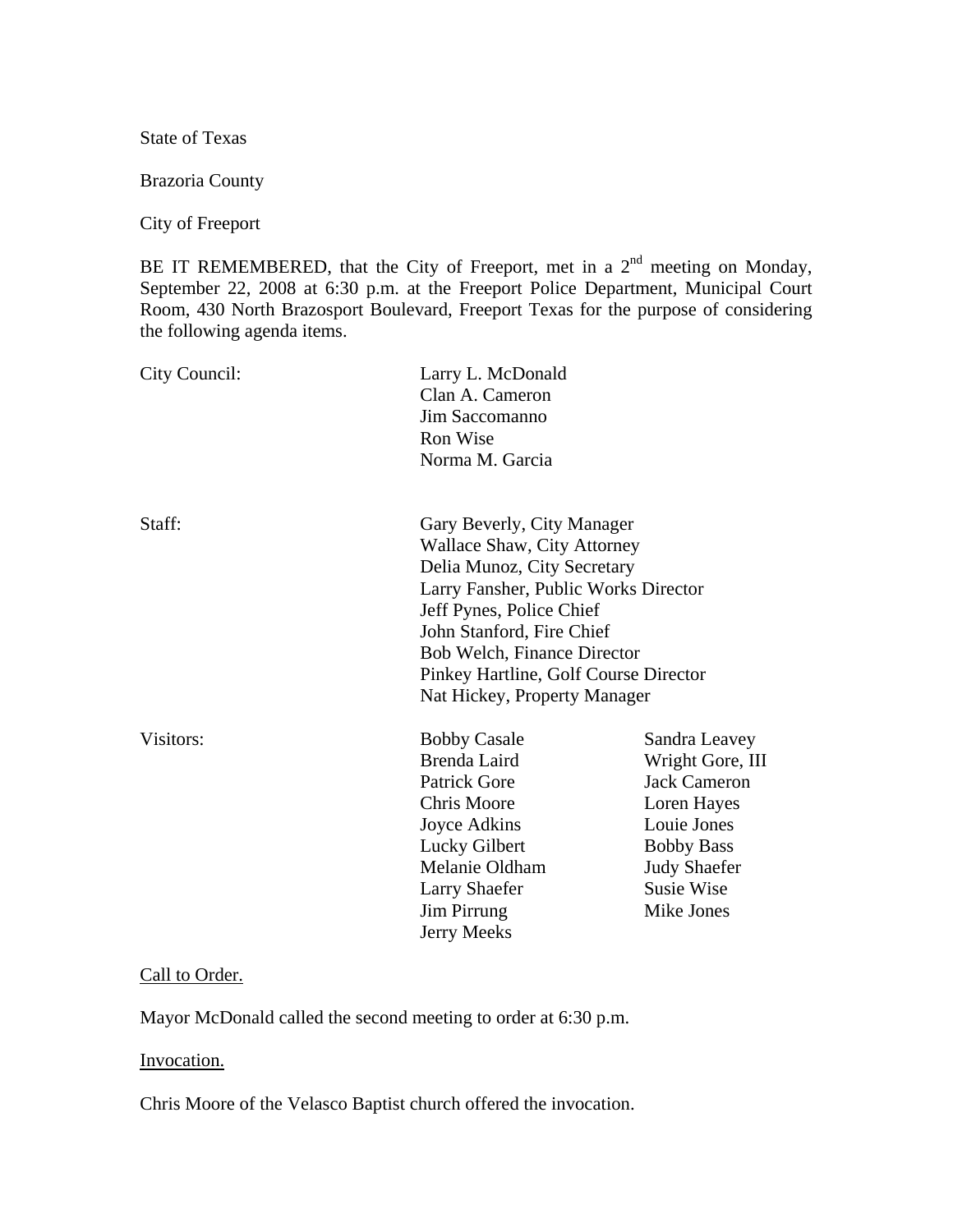State of Texas

Brazoria County

City of Freeport

BE IT REMEMBERED, that the City of Freeport, met in a 2nd meeting on Monday, September 22, 2008 at 6:30 p.m. at the Freeport Police Department, Municipal Court Room, 430 North Brazosport Boulevard, Freeport Texas for the purpose of considering the following agenda items.

| | | |
|---|---|---|
| City Council: | Larry L. McDonald | |
| | Clan A. Cameron | |
| | Jim Saccomanno | |
| | Ron Wise | |
| | Norma M. Garcia | |
| Staff: | Gary Beverly, City Manager | |
| | Wallace Shaw, City Attorney | |
| | Delia Munoz, City Secretary | |
| | Larry Fansher, Public Works Director | |
| | Jeff Pynes, Police Chief | |
| | John Stanford, Fire Chief | |
| | Bob Welch, Finance Director | |
| | Pinkey Hartline, Golf Course Director | |
| | Nat Hickey, Property Manager | |
| Visitors: | Bobby Casale | Sandra Leavey |
| | Brenda Laird | Wright Gore, III |
| | Patrick Gore | Jack Cameron |
| | Chris Moore | Loren Hayes |
| | Joyce Adkins | Louie Jones |
| | Lucky Gilbert | Bobby Bass |
| | Melanie Oldham | Judy Shaefer |
| | Larry Shaefer | Susie Wise |
| | Jim Pirrung | Mike Jones |
| | Jerry Meeks | |

Call to Order.

Mayor McDonald called the second meeting to order at 6:30 p.m.

Invocation.

Chris Moore of the Velasco Baptist church offered the invocation.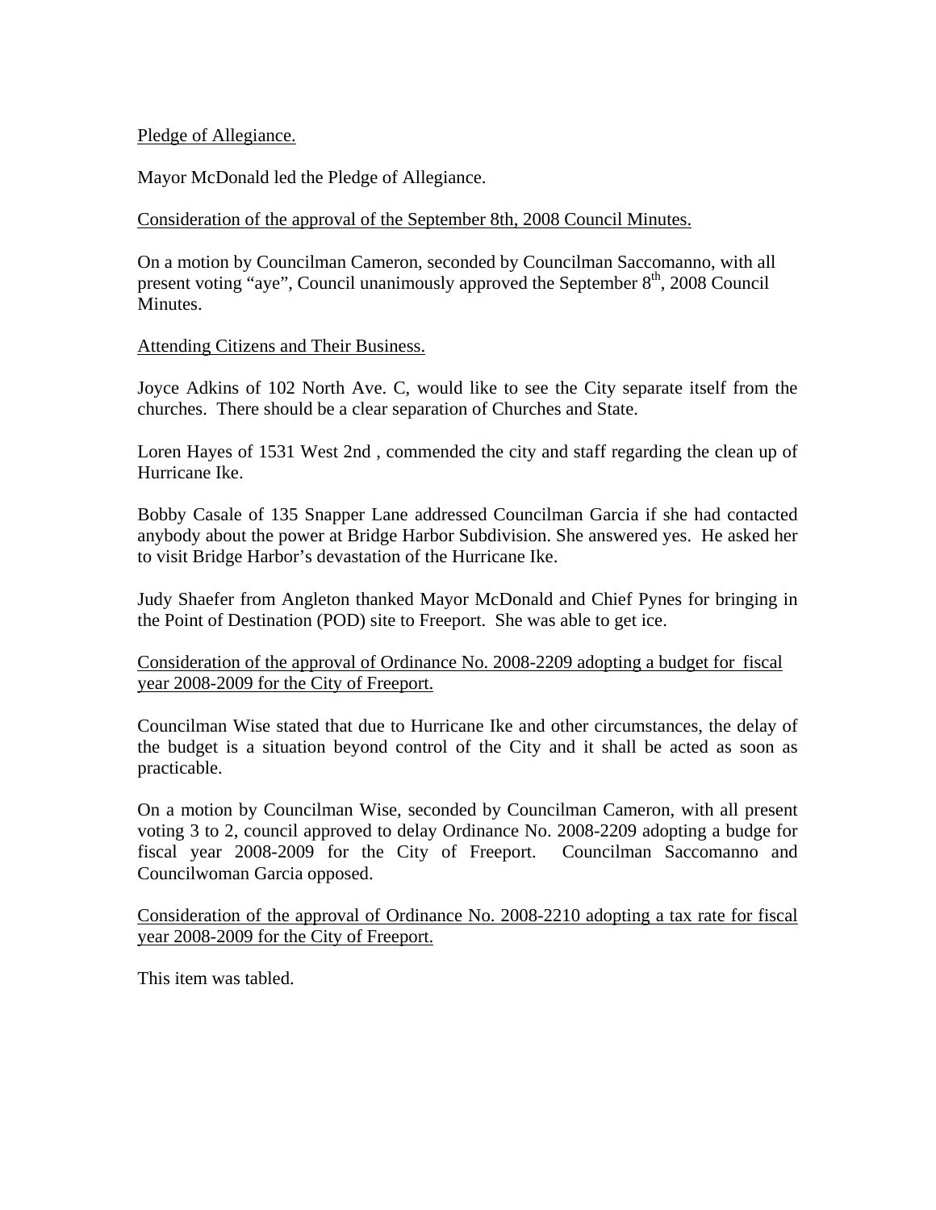Pledge of Allegiance.

Mayor McDonald led the Pledge of Allegiance.

Consideration of the approval of the September 8th, 2008 Council Minutes.

On a motion by Councilman Cameron, seconded by Councilman Saccomanno, with all present voting "aye", Council unanimously approved the September 8th, 2008 Council Minutes.

Attending Citizens and Their Business.

Joyce Adkins of 102 North Ave. C, would like to see the City separate itself from the churches. There should be a clear separation of Churches and State.

Loren Hayes of 1531 West 2nd , commended the city and staff regarding the clean up of Hurricane Ike.

Bobby Casale of 135 Snapper Lane addressed Councilman Garcia if she had contacted anybody about the power at Bridge Harbor Subdivision. She answered yes. He asked her to visit Bridge Harbor's devastation of the Hurricane Ike.

Judy Shaefer from Angleton thanked Mayor McDonald and Chief Pynes for bringing in the Point of Destination (POD) site to Freeport. She was able to get ice.

Consideration of the approval of Ordinance No. 2008-2209 adopting a budget for fiscal year 2008-2009 for the City of Freeport.

Councilman Wise stated that due to Hurricane Ike and other circumstances, the delay of the budget is a situation beyond control of the City and it shall be acted as soon as practicable.

On a motion by Councilman Wise, seconded by Councilman Cameron, with all present voting 3 to 2, council approved to delay Ordinance No. 2008-2209 adopting a budge for fiscal year 2008-2009 for the City of Freeport. Councilman Saccomanno and Councilwoman Garcia opposed.

Consideration of the approval of Ordinance No. 2008-2210 adopting a tax rate for fiscal year 2008-2009 for the City of Freeport.

This item was tabled.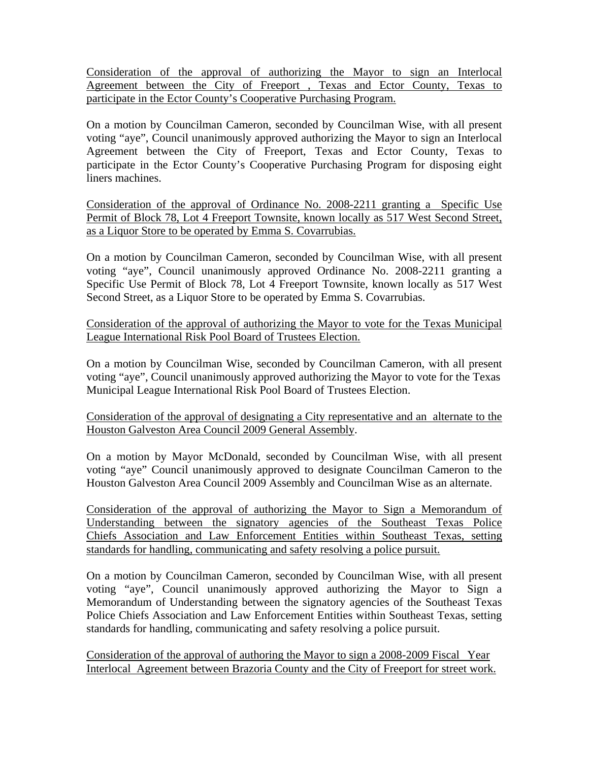Consideration of the approval of authorizing the Mayor to sign an Interlocal Agreement between the City of Freeport , Texas and Ector County, Texas to participate in the Ector County's Cooperative Purchasing Program.

On a motion by Councilman Cameron, seconded by Councilman Wise, with all present voting "aye", Council unanimously approved authorizing the Mayor to sign an Interlocal Agreement between the City of Freeport, Texas and Ector County, Texas to participate in the Ector County's Cooperative Purchasing Program for disposing eight liners machines.

Consideration of the approval of Ordinance No. 2008-2211 granting a Specific Use Permit of Block 78, Lot 4 Freeport Townsite, known locally as 517 West Second Street, as a Liquor Store to be operated by Emma S. Covarrubias.

On a motion by Councilman Cameron, seconded by Councilman Wise, with all present voting "aye", Council unanimously approved Ordinance No. 2008-2211 granting a Specific Use Permit of Block 78, Lot 4 Freeport Townsite, known locally as 517 West Second Street, as a Liquor Store to be operated by Emma S. Covarrubias.

Consideration of the approval of authorizing the Mayor to vote for the Texas Municipal League International Risk Pool Board of Trustees Election.

On a motion by Councilman Wise, seconded by Councilman Cameron, with all present voting "aye", Council unanimously approved authorizing the Mayor to vote for the Texas Municipal League International Risk Pool Board of Trustees Election.

Consideration of the approval of designating a City representative and an alternate to the Houston Galveston Area Council 2009 General Assembly.

On a motion by Mayor McDonald, seconded by Councilman Wise, with all present voting "aye" Council unanimously approved to designate Councilman Cameron to the Houston Galveston Area Council 2009 Assembly and Councilman Wise as an alternate.

Consideration of the approval of authorizing the Mayor to Sign a Memorandum of Understanding between the signatory agencies of the Southeast Texas Police Chiefs Association and Law Enforcement Entities within Southeast Texas, setting standards for handling, communicating and safety resolving a police pursuit.

On a motion by Councilman Cameron, seconded by Councilman Wise, with all present voting "aye", Council unanimously approved authorizing the Mayor to Sign a Memorandum of Understanding between the signatory agencies of the Southeast Texas Police Chiefs Association and Law Enforcement Entities within Southeast Texas, setting standards for handling, communicating and safety resolving a police pursuit.

Consideration of the approval of authoring the Mayor to sign a 2008-2009 Fiscal Year Interlocal Agreement between Brazoria County and the City of Freeport for street work.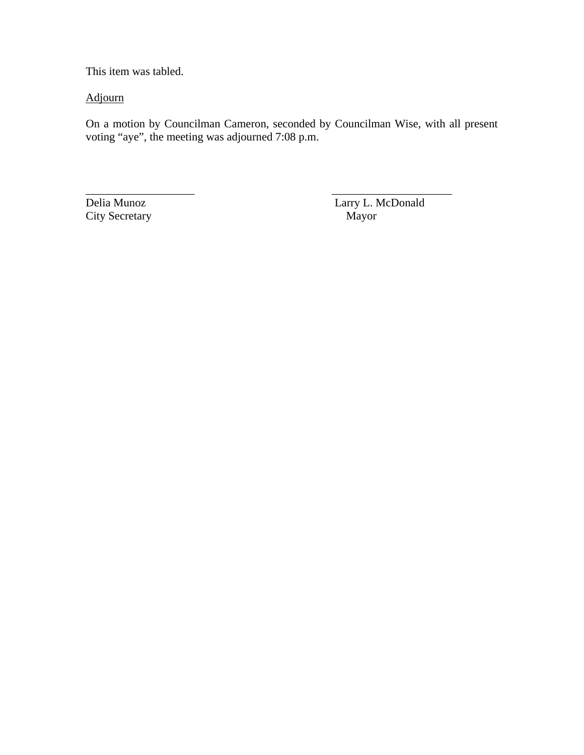This item was tabled.

<u>Adjourn</u>

On a motion by Councilman Cameron, seconded by Councilman Wise, with all present voting "aye", the meeting was adjourned 7:08 p.m.

| | |
|---|---|
| ___________________ | _____________________ |
| Delia Munoz | Larry L. McDonald |
| City Secretary | Mayor |